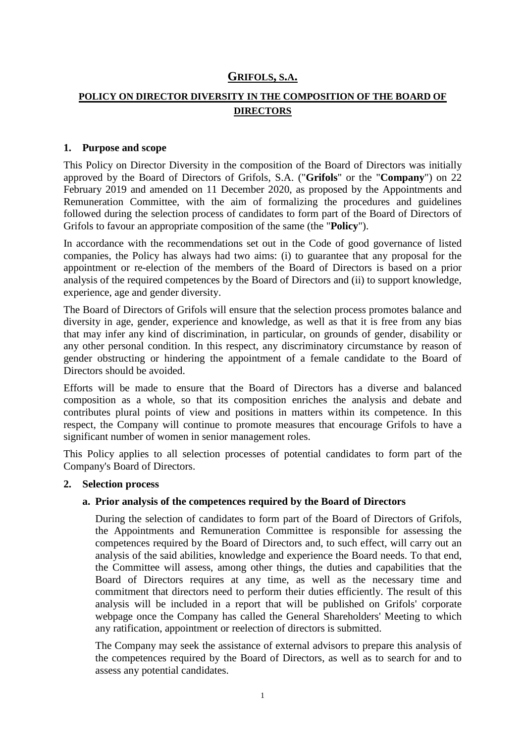# GRIFOLS, S.A.

## POLICY ON DIRECTOR DIVERSITY IN THE COMPOSITION OF THE BOARD OF DIRECTORS

### 1. Purpose and scope

This Policy on Director Diversity in the composition of the Board of Directors was initially approved by the Board of Directors of Grifols, S.A. ("**Grifols**" or the "**Company**") on 22 February 2019 and amended on 11 December 2020, as proposed by the Appointments and Remuneration Committee, with the aim of formalizing the procedures and guidelines followed during the selection process of candidates to form part of the Board of Directors of Grifols to favour an appropriate composition of the same (the "**Policy**").

In accordance with the recommendations set out in the Code of good governance of listed companies, the Policy has always had two aims: (i) to guarantee that any proposal for the appointment or re-election of the members of the Board of Directors is based on a prior analysis of the required competences by the Board of Directors and (ii) to support knowledge, experience, age and gender diversity.

The Board of Directors of Grifols will ensure that the selection process promotes balance and diversity in age, gender, experience and knowledge, as well as that it is free from any bias that may infer any kind of discrimination, in particular, on grounds of gender, disability or any other personal condition. In this respect, any discriminatory circumstance by reason of gender obstructing or hindering the appointment of a female candidate to the Board of Directors should be avoided.

Efforts will be made to ensure that the Board of Directors has a diverse and balanced composition as a whole, so that its composition enriches the analysis and debate and contributes plural points of view and positions in matters within its competence. In this respect, the Company will continue to promote measures that encourage Grifols to have a significant number of women in senior management roles.

This Policy applies to all selection processes of potential candidates to form part of the Company's Board of Directors.

### 2. Selection process

#### a. Prior analysis of the competences required by the Board of Directors

During the selection of candidates to form part of the Board of Directors of Grifols, the Appointments and Remuneration Committee is responsible for assessing the competences required by the Board of Directors and, to such effect, will carry out an analysis of the said abilities, knowledge and experience the Board needs. To that end, the Committee will assess, among other things, the duties and capabilities that the Board of Directors requires at any time, as well as the necessary time and commitment that directors need to perform their duties efficiently. The result of this analysis will be included in a report that will be published on Grifols' corporate webpage once the Company has called the General Shareholders' Meeting to which any ratification, appointment or reelection of directors is submitted.

The Company may seek the assistance of external advisors to prepare this analysis of the competences required by the Board of Directors, as well as to search for and to assess any potential candidates.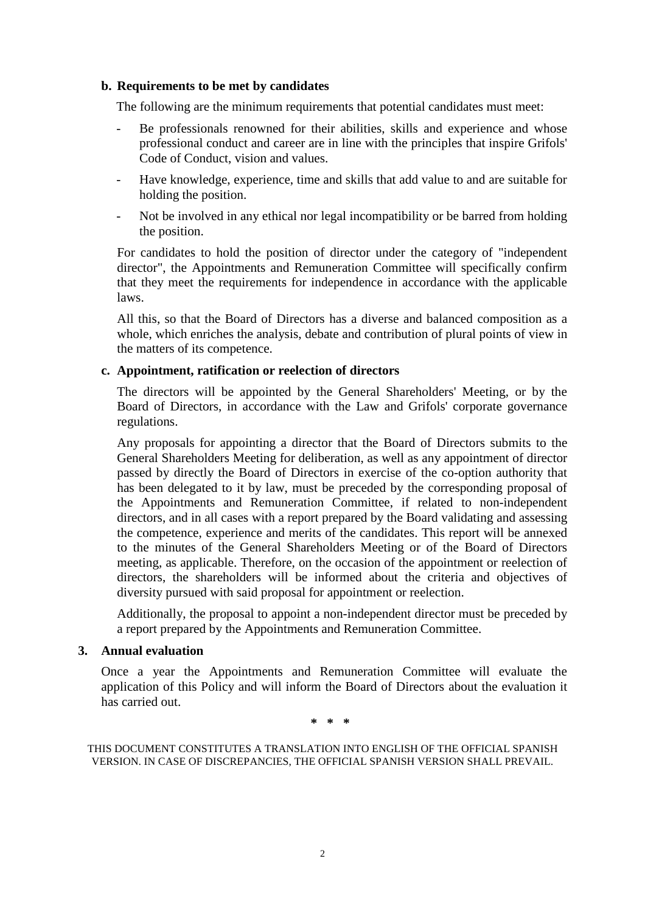**b. Requirements to be met by candidates**

The following are the minimum requirements that potential candidates must meet:

- Be professionals renowned for their abilities, skills and experience and whose professional conduct and career are in line with the principles that inspire Grifols' Code of Conduct, vision and values.
- Have knowledge, experience, time and skills that add value to and are suitable for holding the position.
- Not be involved in any ethical nor legal incompatibility or be barred from holding the position.

For candidates to hold the position of director under the category of "independent director", the Appointments and Remuneration Committee will specifically confirm that they meet the requirements for independence in accordance with the applicable laws.

All this, so that the Board of Directors has a diverse and balanced composition as a whole, which enriches the analysis, debate and contribution of plural points of view in the matters of its competence.

**c. Appointment, ratification or reelection of directors**

The directors will be appointed by the General Shareholders' Meeting, or by the Board of Directors, in accordance with the Law and Grifols' corporate governance regulations.

Any proposals for appointing a director that the Board of Directors submits to the General Shareholders Meeting for deliberation, as well as any appointment of director passed by directly the Board of Directors in exercise of the co-option authority that has been delegated to it by law, must be preceded by the corresponding proposal of the Appointments and Remuneration Committee, if related to non-independent directors, and in all cases with a report prepared by the Board validating and assessing the competence, experience and merits of the candidates. This report will be annexed to the minutes of the General Shareholders Meeting or of the Board of Directors meeting, as applicable. Therefore, on the occasion of the appointment or reelection of directors, the shareholders will be informed about the criteria and objectives of diversity pursued with said proposal for appointment or reelection.

Additionally, the proposal to appoint a non-independent director must be preceded by a report prepared by the Appointments and Remuneration Committee.

**3. Annual evaluation**

Once a year the Appointments and Remuneration Committee will evaluate the application of this Policy and will inform the Board of Directors about the evaluation it has carried out.

\* \* \*

THIS DOCUMENT CONSTITUTES A TRANSLATION INTO ENGLISH OF THE OFFICIAL SPANISH VERSION. IN CASE OF DISCREPANCIES, THE OFFICIAL SPANISH VERSION SHALL PREVAIL.